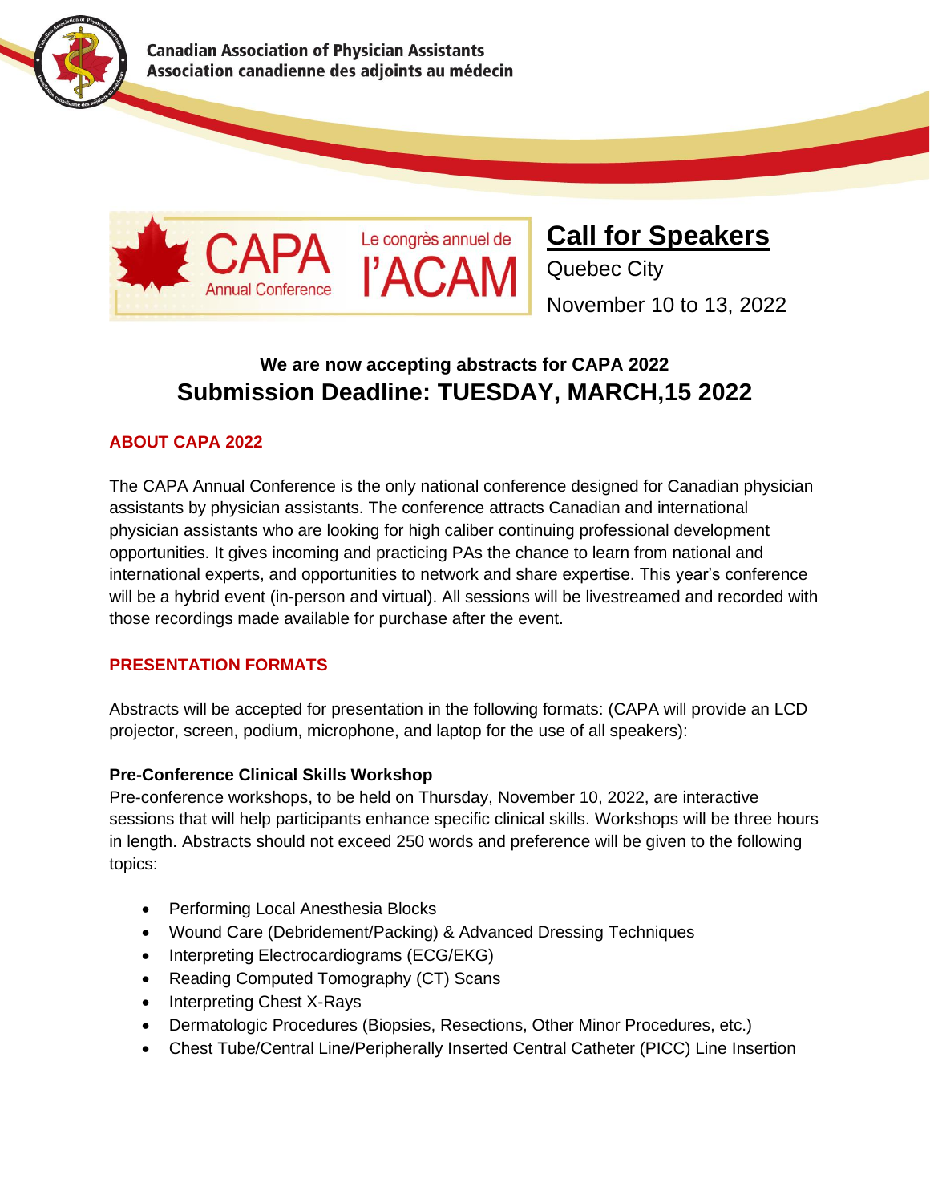**Canadian Association of Physician Assistants**
**Association canadienne des adjoints au médecin**

CAPA Annual Conference — Le congrès annuel de l'ACAM

# Call for Speakers

Quebec City

November 10 to 13, 2022

### We are now accepting abstracts for CAPA 2022

## Submission Deadline: TUESDAY, MARCH,15 2022

### ABOUT CAPA 2022

The CAPA Annual Conference is the only national conference designed for Canadian physician assistants by physician assistants. The conference attracts Canadian and international physician assistants who are looking for high caliber continuing professional development opportunities. It gives incoming and practicing PAs the chance to learn from national and international experts, and opportunities to network and share expertise. This year's conference will be a hybrid event (in-person and virtual). All sessions will be livestreamed and recorded with those recordings made available for purchase after the event.

### PRESENTATION FORMATS

Abstracts will be accepted for presentation in the following formats: (CAPA will provide an LCD projector, screen, podium, microphone, and laptop for the use of all speakers):

**Pre-Conference Clinical Skills Workshop**

Pre-conference workshops, to be held on Thursday, November 10, 2022, are interactive sessions that will help participants enhance specific clinical skills. Workshops will be three hours in length. Abstracts should not exceed 250 words and preference will be given to the following topics:

- Performing Local Anesthesia Blocks
- Wound Care (Debridement/Packing) & Advanced Dressing Techniques
- Interpreting Electrocardiograms (ECG/EKG)
- Reading Computed Tomography (CT) Scans
- Interpreting Chest X-Rays
- Dermatologic Procedures (Biopsies, Resections, Other Minor Procedures, etc.)
- Chest Tube/Central Line/Peripherally Inserted Central Catheter (PICC) Line Insertion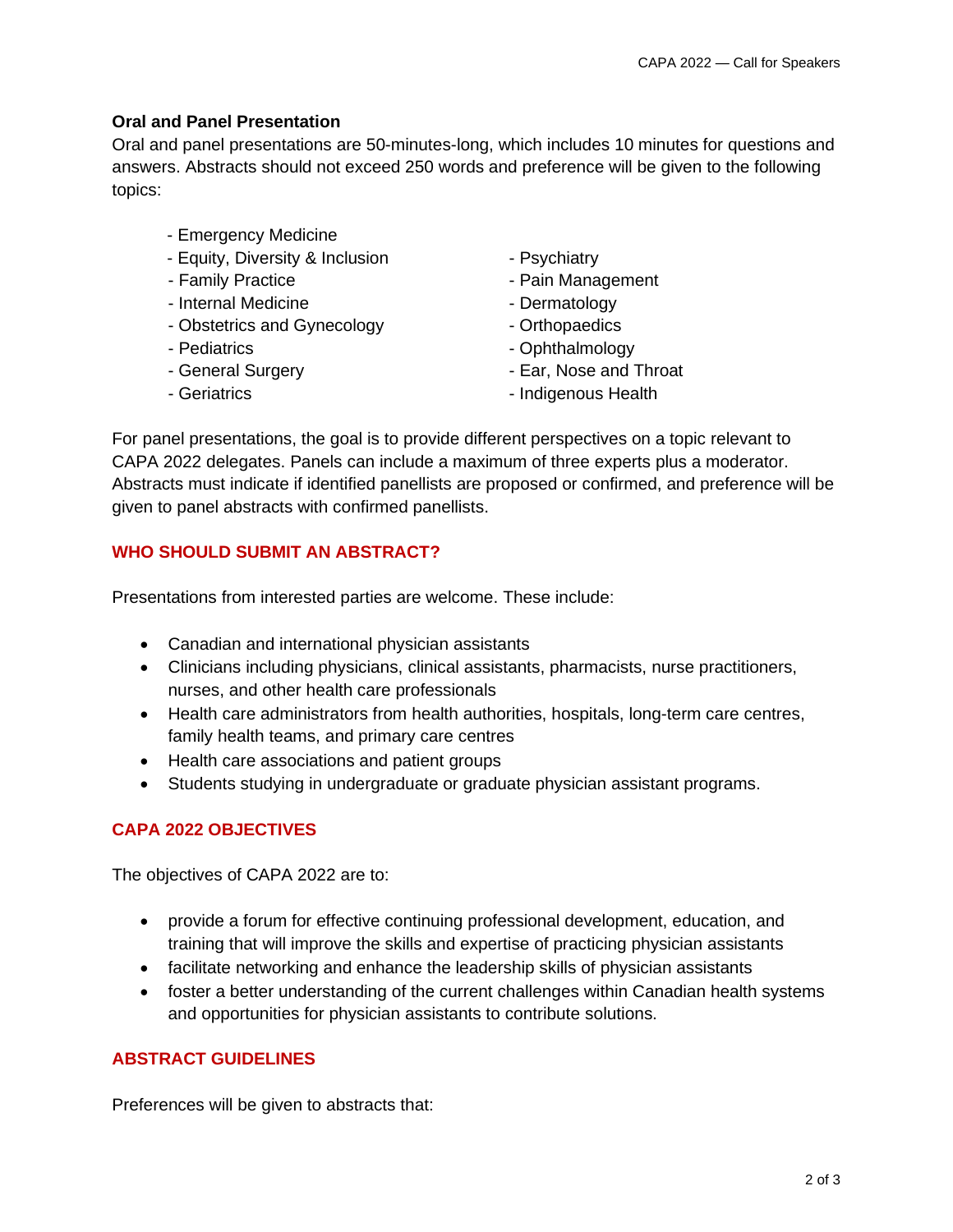**Oral and Panel Presentation**

Oral and panel presentations are 50-minutes-long, which includes 10 minutes for questions and answers. Abstracts should not exceed 250 words and preference will be given to the following topics:

- Emergency Medicine
- Equity, Diversity & Inclusion
- Family Practice
- Internal Medicine
- Obstetrics and Gynecology
- Pediatrics
- General Surgery
- Geriatrics
- Psychiatry
- Pain Management
- Dermatology
- Orthopaedics
- Ophthalmology
- Ear, Nose and Throat
- Indigenous Health

For panel presentations, the goal is to provide different perspectives on a topic relevant to CAPA 2022 delegates. Panels can include a maximum of three experts plus a moderator. Abstracts must indicate if identified panellists are proposed or confirmed, and preference will be given to panel abstracts with confirmed panellists.

## WHO SHOULD SUBMIT AN ABSTRACT?

Presentations from interested parties are welcome. These include:

- Canadian and international physician assistants
- Clinicians including physicians, clinical assistants, pharmacists, nurse practitioners, nurses, and other health care professionals
- Health care administrators from health authorities, hospitals, long-term care centres, family health teams, and primary care centres
- Health care associations and patient groups
- Students studying in undergraduate or graduate physician assistant programs.

## CAPA 2022 OBJECTIVES

The objectives of CAPA 2022 are to:

- provide a forum for effective continuing professional development, education, and training that will improve the skills and expertise of practicing physician assistants
- facilitate networking and enhance the leadership skills of physician assistants
- foster a better understanding of the current challenges within Canadian health systems and opportunities for physician assistants to contribute solutions.

## ABSTRACT GUIDELINES

Preferences will be given to abstracts that: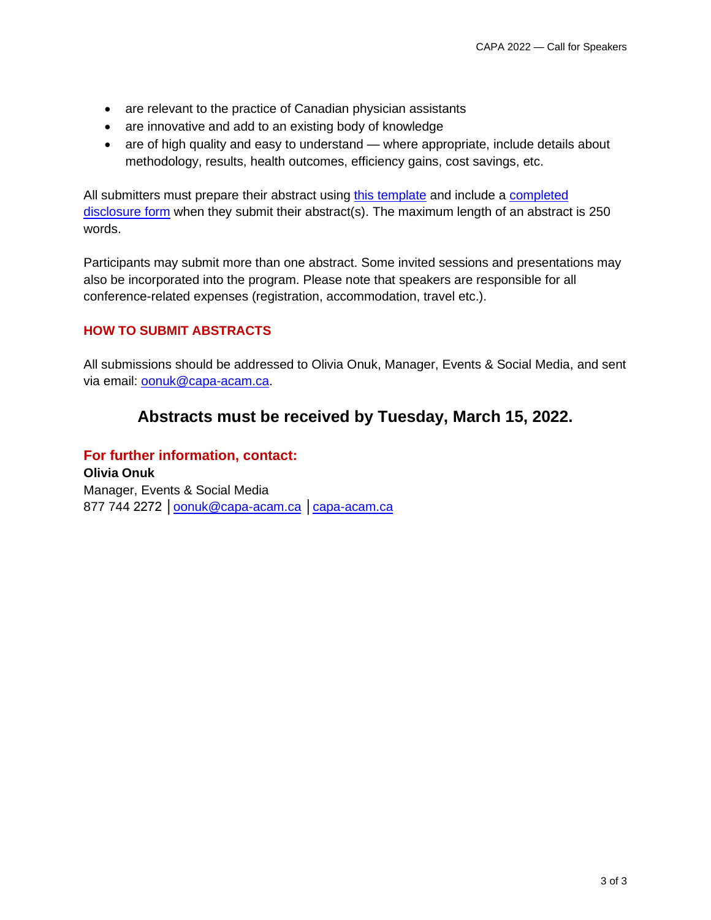- are relevant to the practice of Canadian physician assistants
- are innovative and add to an existing body of knowledge
- are of high quality and easy to understand — where appropriate, include details about methodology, results, health outcomes, efficiency gains, cost savings, etc.

All submitters must prepare their abstract using this template and include a completed disclosure form when they submit their abstract(s). The maximum length of an abstract is 250 words.

Participants may submit more than one abstract. Some invited sessions and presentations may also be incorporated into the program. Please note that speakers are responsible for all conference-related expenses (registration, accommodation, travel etc.).

## HOW TO SUBMIT ABSTRACTS

All submissions should be addressed to Olivia Onuk, Manager, Events & Social Media, and sent via email: oonuk@capa-acam.ca.

## Abstracts must be received by Tuesday, March 15, 2022.

### For further information, contact:

**Olivia Onuk**
Manager, Events & Social Media
877 744 2272 │oonuk@capa-acam.ca │capa-acam.ca